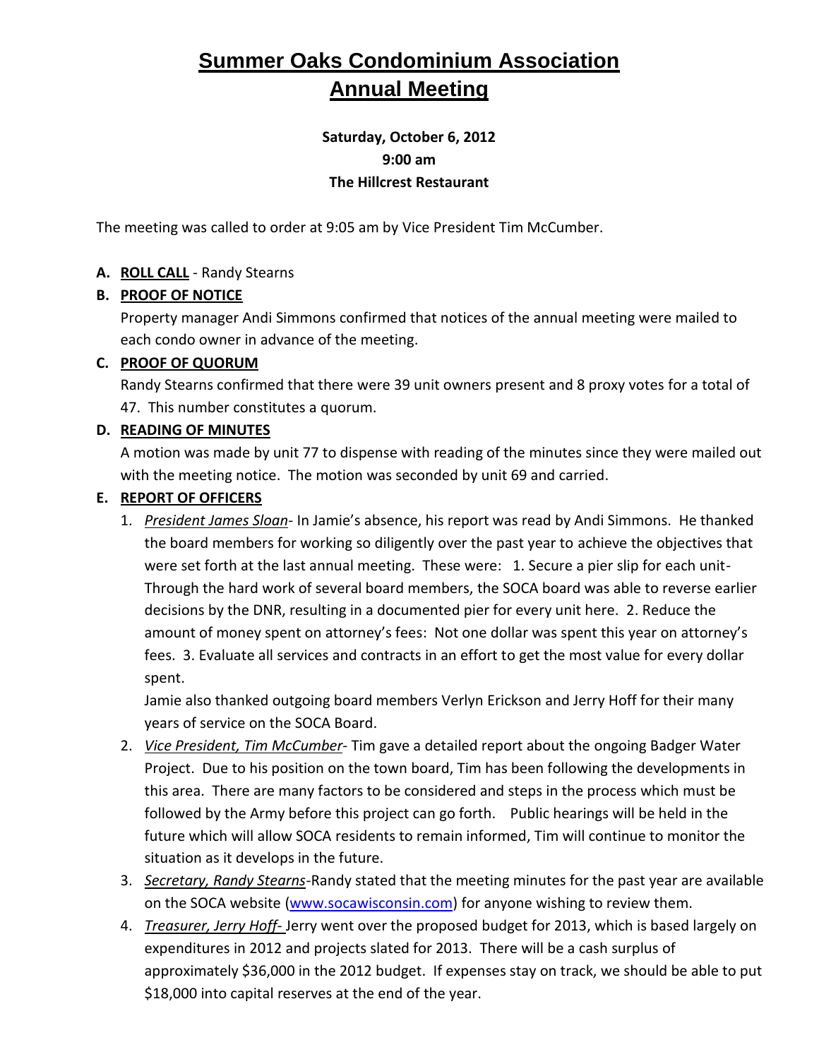# Summer Oaks Condominium Association
# Annual Meeting

**Saturday, October 6, 2012**
**9:00 am**
**The Hillcrest Restaurant**

The meeting was called to order at 9:05 am by Vice President Tim McCumber.

**A. ROLL CALL** - Randy Stearns

**B. PROOF OF NOTICE**

Property manager Andi Simmons confirmed that notices of the annual meeting were mailed to each condo owner in advance of the meeting.

**C. PROOF OF QUORUM**

Randy Stearns confirmed that there were 39 unit owners present and 8 proxy votes for a total of 47. This number constitutes a quorum.

**D. READING OF MINUTES**

A motion was made by unit 77 to dispense with reading of the minutes since they were mailed out with the meeting notice. The motion was seconded by unit 69 and carried.

**E. REPORT OF OFFICERS**

1. *President James Sloan*- In Jamie's absence, his report was read by Andi Simmons. He thanked the board members for working so diligently over the past year to achieve the objectives that were set forth at the last annual meeting. These were: 1. Secure a pier slip for each unit- Through the hard work of several board members, the SOCA board was able to reverse earlier decisions by the DNR, resulting in a documented pier for every unit here. 2. Reduce the amount of money spent on attorney's fees: Not one dollar was spent this year on attorney's fees. 3. Evaluate all services and contracts in an effort to get the most value for every dollar spent.

   Jamie also thanked outgoing board members Verlyn Erickson and Jerry Hoff for their many years of service on the SOCA Board.

2. *Vice President, Tim McCumber*- Tim gave a detailed report about the ongoing Badger Water Project. Due to his position on the town board, Tim has been following the developments in this area. There are many factors to be considered and steps in the process which must be followed by the Army before this project can go forth. Public hearings will be held in the future which will allow SOCA residents to remain informed, Tim will continue to monitor the situation as it develops in the future.

3. *Secretary, Randy Stearns*-Randy stated that the meeting minutes for the past year are available on the SOCA website (www.socawisconsin.com) for anyone wishing to review them.

4. *Treasurer, Jerry Hoff-* Jerry went over the proposed budget for 2013, which is based largely on expenditures in 2012 and projects slated for 2013. There will be a cash surplus of approximately $36,000 in the 2012 budget. If expenses stay on track, we should be able to put $18,000 into capital reserves at the end of the year.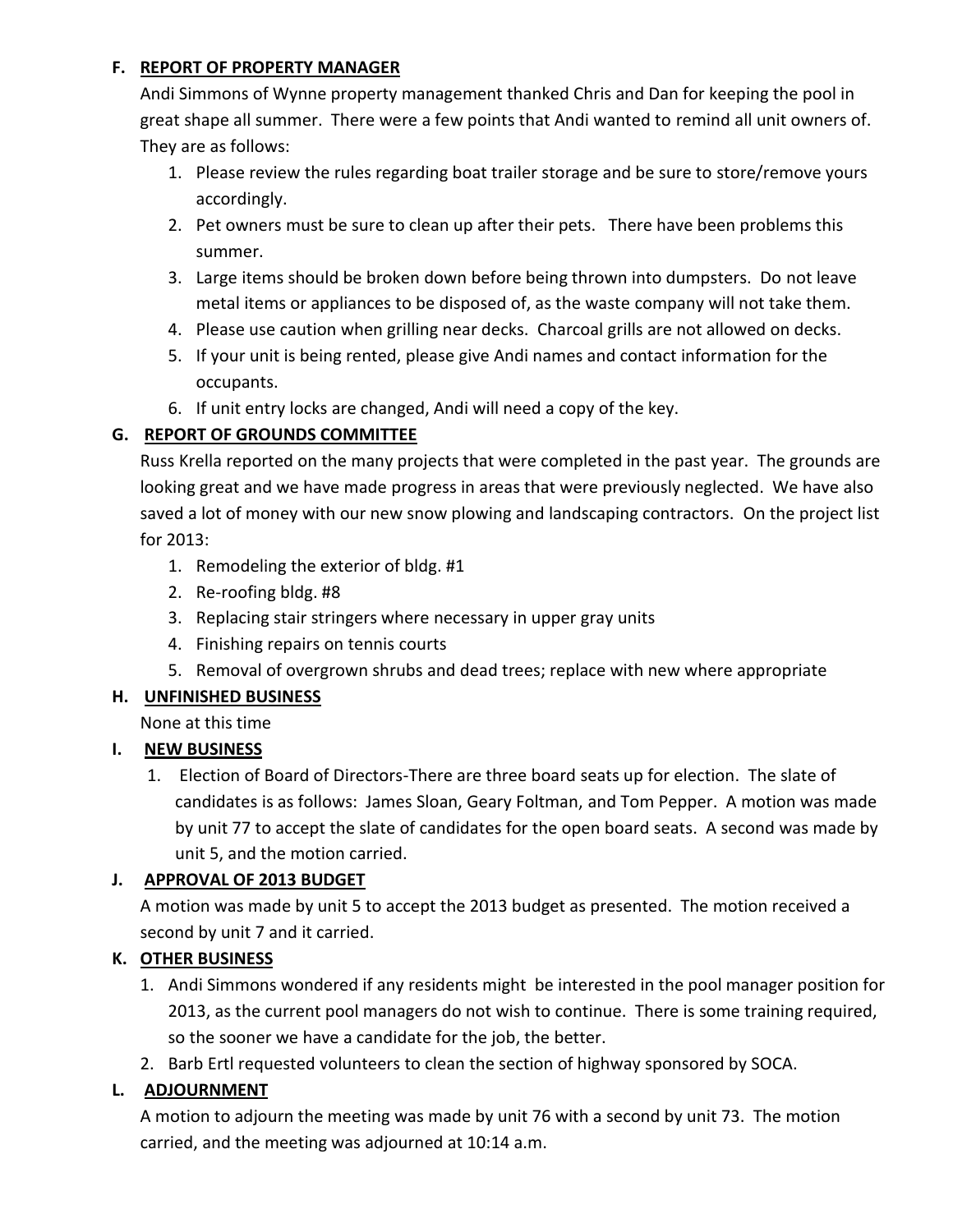## F. REPORT OF PROPERTY MANAGER

Andi Simmons of Wynne property management thanked Chris and Dan for keeping the pool in great shape all summer. There were a few points that Andi wanted to remind all unit owners of. They are as follows:

1. Please review the rules regarding boat trailer storage and be sure to store/remove yours accordingly.
2. Pet owners must be sure to clean up after their pets. There have been problems this summer.
3. Large items should be broken down before being thrown into dumpsters. Do not leave metal items or appliances to be disposed of, as the waste company will not take them.
4. Please use caution when grilling near decks. Charcoal grills are not allowed on decks.
5. If your unit is being rented, please give Andi names and contact information for the occupants.
6. If unit entry locks are changed, Andi will need a copy of the key.

## G. REPORT OF GROUNDS COMMITTEE

Russ Krella reported on the many projects that were completed in the past year. The grounds are looking great and we have made progress in areas that were previously neglected. We have also saved a lot of money with our new snow plowing and landscaping contractors. On the project list for 2013:

1. Remodeling the exterior of bldg. #1
2. Re-roofing bldg. #8
3. Replacing stair stringers where necessary in upper gray units
4. Finishing repairs on tennis courts
5. Removal of overgrown shrubs and dead trees; replace with new where appropriate

## H. UNFINISHED BUSINESS

None at this time

## I. NEW BUSINESS

1. Election of Board of Directors-There are three board seats up for election. The slate of candidates is as follows: James Sloan, Geary Foltman, and Tom Pepper. A motion was made by unit 77 to accept the slate of candidates for the open board seats. A second was made by unit 5, and the motion carried.

## J. APPROVAL OF 2013 BUDGET

A motion was made by unit 5 to accept the 2013 budget as presented. The motion received a second by unit 7 and it carried.

## K. OTHER BUSINESS

1. Andi Simmons wondered if any residents might be interested in the pool manager position for 2013, as the current pool managers do not wish to continue. There is some training required, so the sooner we have a candidate for the job, the better.
2. Barb Ertl requested volunteers to clean the section of highway sponsored by SOCA.

## L. ADJOURNMENT

A motion to adjourn the meeting was made by unit 76 with a second by unit 73. The motion carried, and the meeting was adjourned at 10:14 a.m.